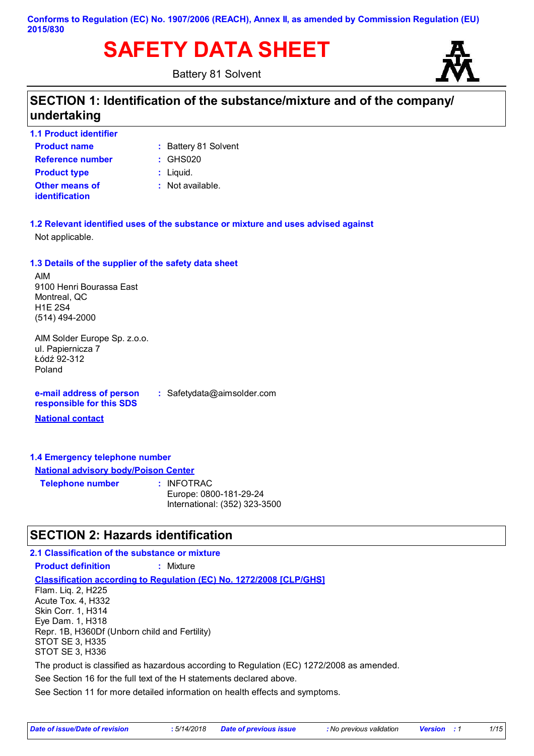**Conforms to Regulation (EC) No. 1907/2006 (REACH), Annex II, as amended by Commission Regulation (EU) 2015/830**

# SAFETY DATA SHEET

Battery 81 Solvent

## SECTION 1: Identification of the substance/mixture and of the company/ undertaking

### 1.1 Product identifier

**Product name** : Battery 81 Solvent

**Reference number** : GHS020

**Product type** : Liquid.

**Other means of identification** : Not available.

### 1.2 Relevant identified uses of the substance or mixture and uses advised against

Not applicable.

### 1.3 Details of the supplier of the safety data sheet

AIM
9100 Henri Bourassa East
Montreal, QC
H1E 2S4
(514) 494-2000

AIM Solder Europe Sp. z.o.o.
ul. Papiernicza 7
Łódź 92-312
Poland

**e-mail address of person responsible for this SDS** : Safetydata@aimsolder.com

**National contact**

### 1.4 Emergency telephone number

**National advisory body/Poison Center**

**Telephone number** : INFOTRAC
Europe: 0800-181-29-24
International: (352) 323-3500

## SECTION 2: Hazards identification

### 2.1 Classification of the substance or mixture

**Product definition** : Mixture

**Classification according to Regulation (EC) No. 1272/2008 [CLP/GHS]**

Flam. Liq. 2, H225
Acute Tox. 4, H332
Skin Corr. 1, H314
Eye Dam. 1, H318
Repr. 1B, H360Df (Unborn child and Fertility)
STOT SE 3, H335
STOT SE 3, H336

The product is classified as hazardous according to Regulation (EC) 1272/2008 as amended.

See Section 16 for the full text of the H statements declared above.

See Section 11 for more detailed information on health effects and symptoms.

*Date of issue/Date of revision* : 5/14/2018 *Date of previous issue* : No previous validation *Version* : 1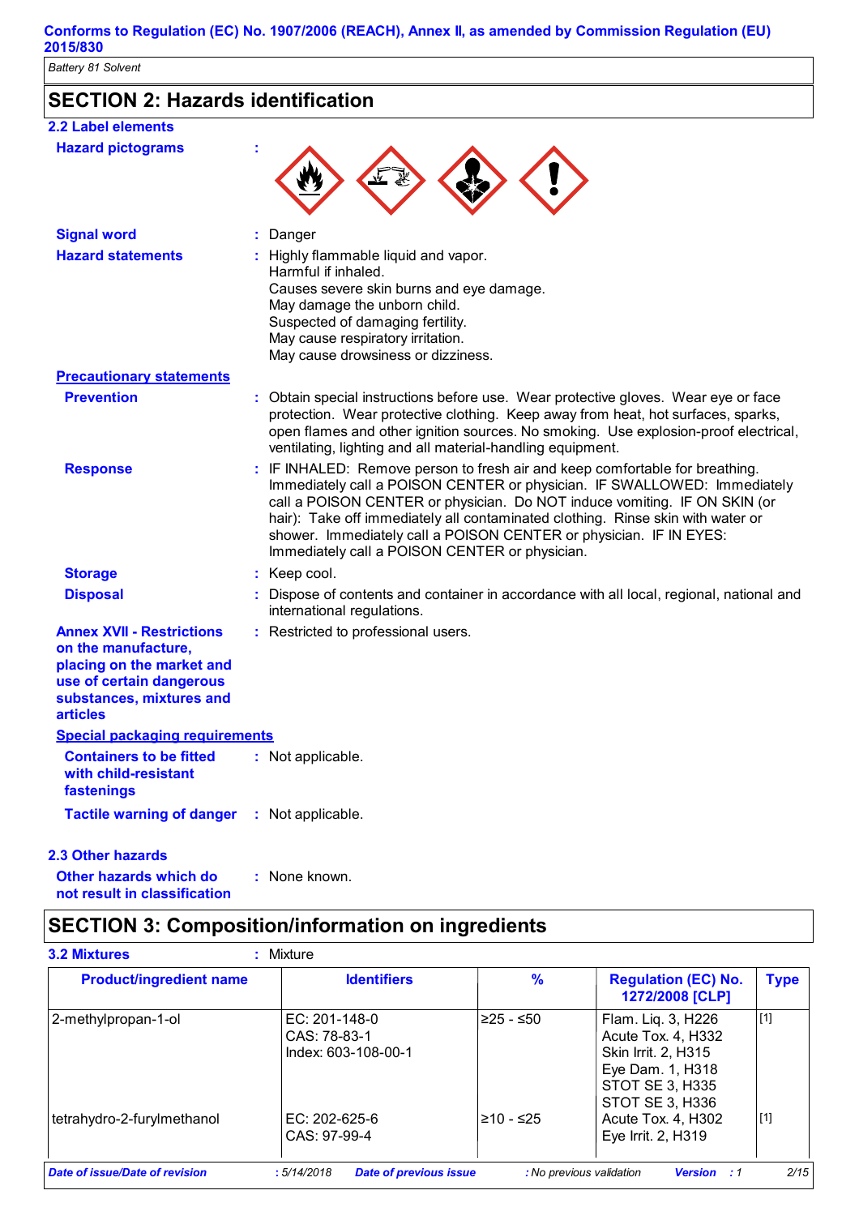## SECTION 2: Hazards identification

### 2.2 Label elements

**Hazard pictograms** :

**Signal word** : Danger

**Hazard statements** : Highly flammable liquid and vapor.
Harmful if inhaled.
Causes severe skin burns and eye damage.
May damage the unborn child.
Suspected of damaging fertility.
May cause respiratory irritation.
May cause drowsiness or dizziness.

**Precautionary statements**

**Prevention** : Obtain special instructions before use. Wear protective gloves. Wear eye or face protection. Wear protective clothing. Keep away from heat, hot surfaces, sparks, open flames and other ignition sources. No smoking. Use explosion-proof electrical, ventilating, lighting and all material-handling equipment.

**Response** : IF INHALED: Remove person to fresh air and keep comfortable for breathing. Immediately call a POISON CENTER or physician. IF SWALLOWED: Immediately call a POISON CENTER or physician. Do NOT induce vomiting. IF ON SKIN (or hair): Take off immediately all contaminated clothing. Rinse skin with water or shower. Immediately call a POISON CENTER or physician. IF IN EYES: Immediately call a POISON CENTER or physician.

**Storage** : Keep cool.

**Disposal** : Dispose of contents and container in accordance with all local, regional, national and international regulations.

**Annex XVII - Restrictions on the manufacture, placing on the market and use of certain dangerous substances, mixtures and articles** : Restricted to professional users.

**Special packaging requirements**

**Containers to be fitted with child-resistant fastenings** : Not applicable.

**Tactile warning of danger** : Not applicable.

### 2.3 Other hazards

**Other hazards which do not result in classification** : None known.

## SECTION 3: Composition/information on ingredients

**3.2 Mixtures** : Mixture

| Product/ingredient name | Identifiers | % | Regulation (EC) No. 1272/2008 [CLP] | Type |
|---|---|---|---|---|
| 2-methylpropan-1-ol | EC: 201-148-0<br>CAS: 78-83-1<br>Index: 603-108-00-1 | ≥25 - ≤50 | Flam. Liq. 3, H226<br>Acute Tox. 4, H332<br>Skin Irrit. 2, H315<br>Eye Dam. 1, H318<br>STOT SE 3, H335<br>STOT SE 3, H336 | [1] |
| tetrahydro-2-furylmethanol | EC: 202-625-6<br>CAS: 97-99-4 | ≥10 - ≤25 | Acute Tox. 4, H302<br>Eye Irrit. 2, H319 | [1] |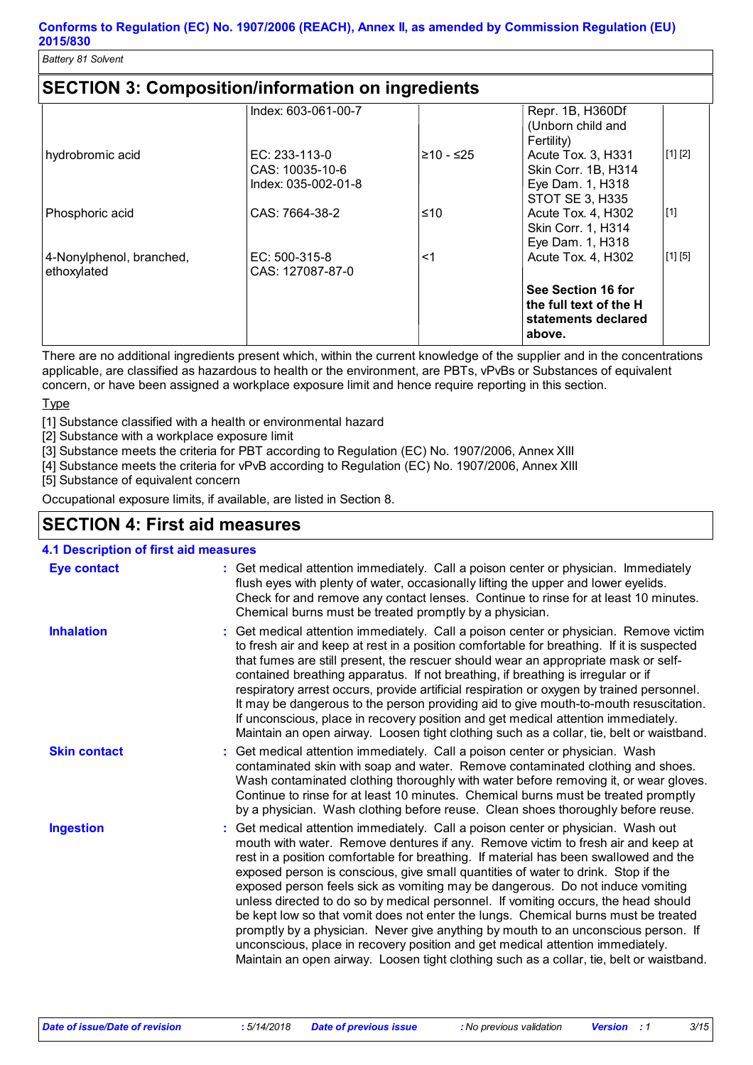## SECTION 3: Composition/information on ingredients

| | | | | |
|---|---|---|---|---|
| | Index: 603-061-00-7 | | Repr. 1B, H360Df (Unborn child and Fertility) | |
| hydrobromic acid | EC: 233-113-0<br>CAS: 10035-10-6<br>Index: 035-002-01-8 | ≥10 - ≤25 | Acute Tox. 3, H331<br>Skin Corr. 1B, H314<br>Eye Dam. 1, H318<br>STOT SE 3, H335 | [1] [2] |
| Phosphoric acid | CAS: 7664-38-2 | ≤10 | Acute Tox. 4, H302<br>Skin Corr. 1, H314<br>Eye Dam. 1, H318 | [1] |
| 4-Nonylphenol, branched, ethoxylated | EC: 500-315-8<br>CAS: 127087-87-0 | <1 | Acute Tox. 4, H302 | [1] [5] |
| | | | **See Section 16 for the full text of the H statements declared above.** | |

There are no additional ingredients present which, within the current knowledge of the supplier and in the concentrations applicable, are classified as hazardous to health or the environment, are PBTs, vPvBs or Substances of equivalent concern, or have been assigned a workplace exposure limit and hence require reporting in this section.

Type

[1] Substance classified with a health or environmental hazard
[2] Substance with a workplace exposure limit
[3] Substance meets the criteria for PBT according to Regulation (EC) No. 1907/2006, Annex XIII
[4] Substance meets the criteria for vPvB according to Regulation (EC) No. 1907/2006, Annex XIII
[5] Substance of equivalent concern

Occupational exposure limits, if available, are listed in Section 8.

## SECTION 4: First aid measures

### 4.1 Description of first aid measures

**Eye contact** : Get medical attention immediately. Call a poison center or physician. Immediately flush eyes with plenty of water, occasionally lifting the upper and lower eyelids. Check for and remove any contact lenses. Continue to rinse for at least 10 minutes. Chemical burns must be treated promptly by a physician.

**Inhalation** : Get medical attention immediately. Call a poison center or physician. Remove victim to fresh air and keep at rest in a position comfortable for breathing. If it is suspected that fumes are still present, the rescuer should wear an appropriate mask or self-contained breathing apparatus. If not breathing, if breathing is irregular or if respiratory arrest occurs, provide artificial respiration or oxygen by trained personnel. It may be dangerous to the person providing aid to give mouth-to-mouth resuscitation. If unconscious, place in recovery position and get medical attention immediately. Maintain an open airway. Loosen tight clothing such as a collar, tie, belt or waistband.

**Skin contact** : Get medical attention immediately. Call a poison center or physician. Wash contaminated skin with soap and water. Remove contaminated clothing and shoes. Wash contaminated clothing thoroughly with water before removing it, or wear gloves. Continue to rinse for at least 10 minutes. Chemical burns must be treated promptly by a physician. Wash clothing before reuse. Clean shoes thoroughly before reuse.

**Ingestion** : Get medical attention immediately. Call a poison center or physician. Wash out mouth with water. Remove dentures if any. Remove victim to fresh air and keep at rest in a position comfortable for breathing. If material has been swallowed and the exposed person is conscious, give small quantities of water to drink. Stop if the exposed person feels sick as vomiting may be dangerous. Do not induce vomiting unless directed to do so by medical personnel. If vomiting occurs, the head should be kept low so that vomit does not enter the lungs. Chemical burns must be treated promptly by a physician. Never give anything by mouth to an unconscious person. If unconscious, place in recovery position and get medical attention immediately. Maintain an open airway. Loosen tight clothing such as a collar, tie, belt or waistband.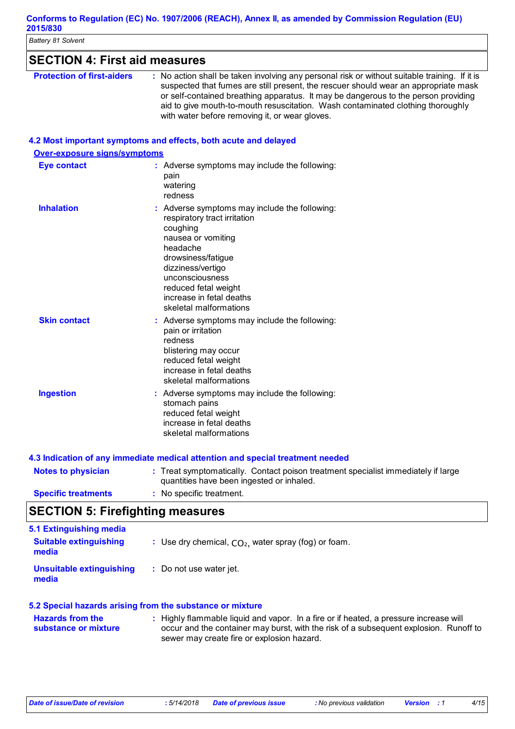## SECTION 4: First aid measures

**Protection of first-aiders** : No action shall be taken involving any personal risk or without suitable training. If it is suspected that fumes are still present, the rescuer should wear an appropriate mask or self-contained breathing apparatus. It may be dangerous to the person providing aid to give mouth-to-mouth resuscitation. Wash contaminated clothing thoroughly with water before removing it, or wear gloves.

### 4.2 Most important symptoms and effects, both acute and delayed

**Over-exposure signs/symptoms**

**Eye contact** : Adverse symptoms may include the following:
pain
watering
redness

**Inhalation** : Adverse symptoms may include the following:
respiratory tract irritation
coughing
nausea or vomiting
headache
drowsiness/fatigue
dizziness/vertigo
unconsciousness
reduced fetal weight
increase in fetal deaths
skeletal malformations

**Skin contact** : Adverse symptoms may include the following:
pain or irritation
redness
blistering may occur
reduced fetal weight
increase in fetal deaths
skeletal malformations

**Ingestion** : Adverse symptoms may include the following:
stomach pains
reduced fetal weight
increase in fetal deaths
skeletal malformations

### 4.3 Indication of any immediate medical attention and special treatment needed

**Notes to physician** : Treat symptomatically. Contact poison treatment specialist immediately if large quantities have been ingested or inhaled.

**Specific treatments** : No specific treatment.

## SECTION 5: Firefighting measures

### 5.1 Extinguishing media

**Suitable extinguishing media** : Use dry chemical, $CO_2$, water spray (fog) or foam.

**Unsuitable extinguishing media** : Do not use water jet.

### 5.2 Special hazards arising from the substance or mixture

**Hazards from the substance or mixture** : Highly flammable liquid and vapor. In a fire or if heated, a pressure increase will occur and the container may burst, with the risk of a subsequent explosion. Runoff to sewer may create fire or explosion hazard.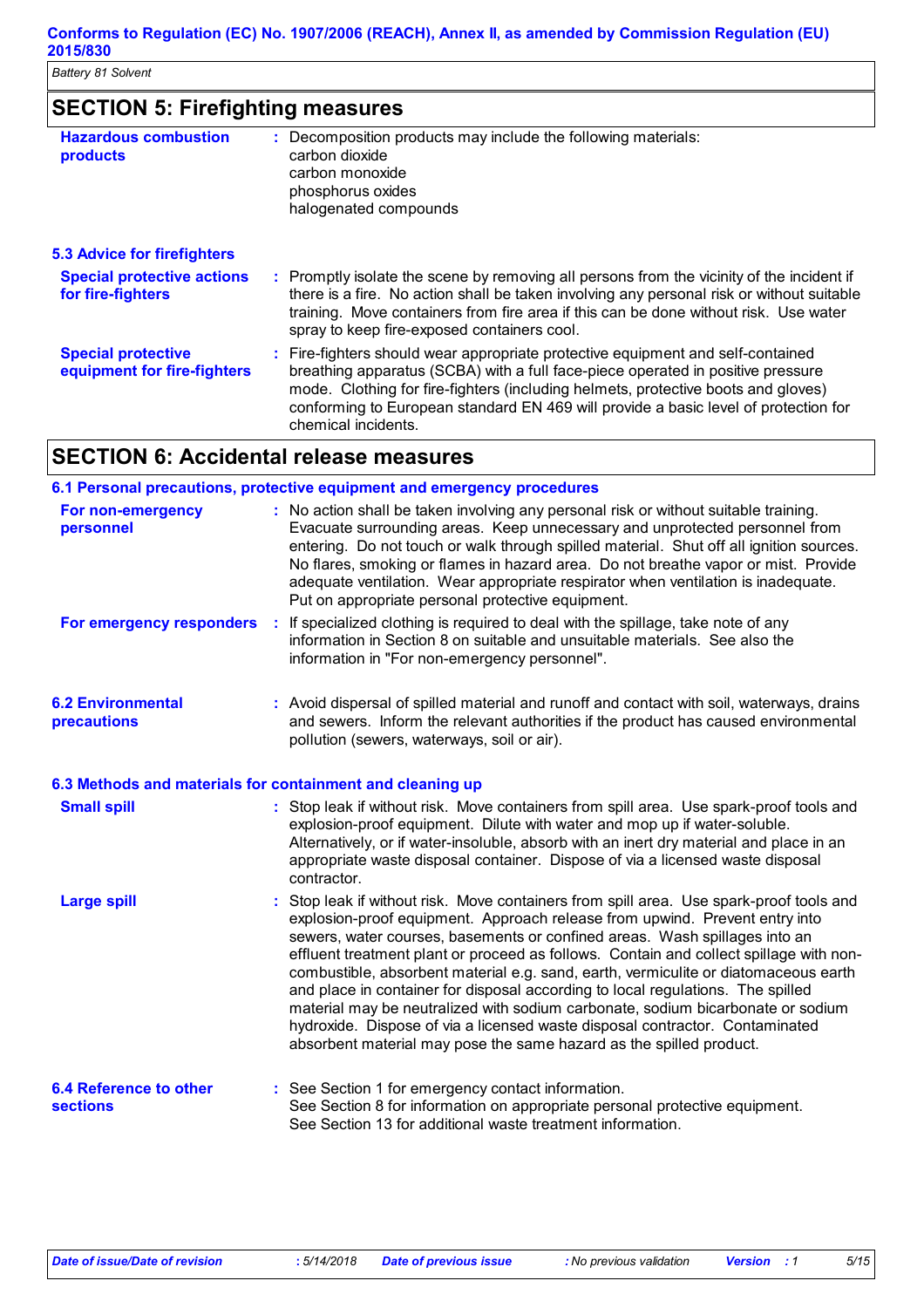## SECTION 5: Firefighting measures

**Hazardous combustion products** : Decomposition products may include the following materials:
carbon dioxide
carbon monoxide
phosphorus oxides
halogenated compounds

### 5.3 Advice for firefighters

**Special protective actions for fire-fighters** : Promptly isolate the scene by removing all persons from the vicinity of the incident if there is a fire. No action shall be taken involving any personal risk or without suitable training. Move containers from fire area if this can be done without risk. Use water spray to keep fire-exposed containers cool.

**Special protective equipment for fire-fighters** : Fire-fighters should wear appropriate protective equipment and self-contained breathing apparatus (SCBA) with a full face-piece operated in positive pressure mode. Clothing for fire-fighters (including helmets, protective boots and gloves) conforming to European standard EN 469 will provide a basic level of protection for chemical incidents.

## SECTION 6: Accidental release measures

### 6.1 Personal precautions, protective equipment and emergency procedures

**For non-emergency personnel** : No action shall be taken involving any personal risk or without suitable training. Evacuate surrounding areas. Keep unnecessary and unprotected personnel from entering. Do not touch or walk through spilled material. Shut off all ignition sources. No flares, smoking or flames in hazard area. Do not breathe vapor or mist. Provide adequate ventilation. Wear appropriate respirator when ventilation is inadequate. Put on appropriate personal protective equipment.

**For emergency responders** : If specialized clothing is required to deal with the spillage, take note of any information in Section 8 on suitable and unsuitable materials. See also the information in "For non-emergency personnel".

### 6.2 Environmental precautions

: Avoid dispersal of spilled material and runoff and contact with soil, waterways, drains and sewers. Inform the relevant authorities if the product has caused environmental pollution (sewers, waterways, soil or air).

### 6.3 Methods and materials for containment and cleaning up

**Small spill** : Stop leak if without risk. Move containers from spill area. Use spark-proof tools and explosion-proof equipment. Dilute with water and mop up if water-soluble. Alternatively, or if water-insoluble, absorb with an inert dry material and place in an appropriate waste disposal container. Dispose of via a licensed waste disposal contractor.

**Large spill** : Stop leak if without risk. Move containers from spill area. Use spark-proof tools and explosion-proof equipment. Approach release from upwind. Prevent entry into sewers, water courses, basements or confined areas. Wash spillages into an effluent treatment plant or proceed as follows. Contain and collect spillage with non-combustible, absorbent material e.g. sand, earth, vermiculite or diatomaceous earth and place in container for disposal according to local regulations. The spilled material may be neutralized with sodium carbonate, sodium bicarbonate or sodium hydroxide. Dispose of via a licensed waste disposal contractor. Contaminated absorbent material may pose the same hazard as the spilled product.

### 6.4 Reference to other sections

: See Section 1 for emergency contact information.
See Section 8 for information on appropriate personal protective equipment.
See Section 13 for additional waste treatment information.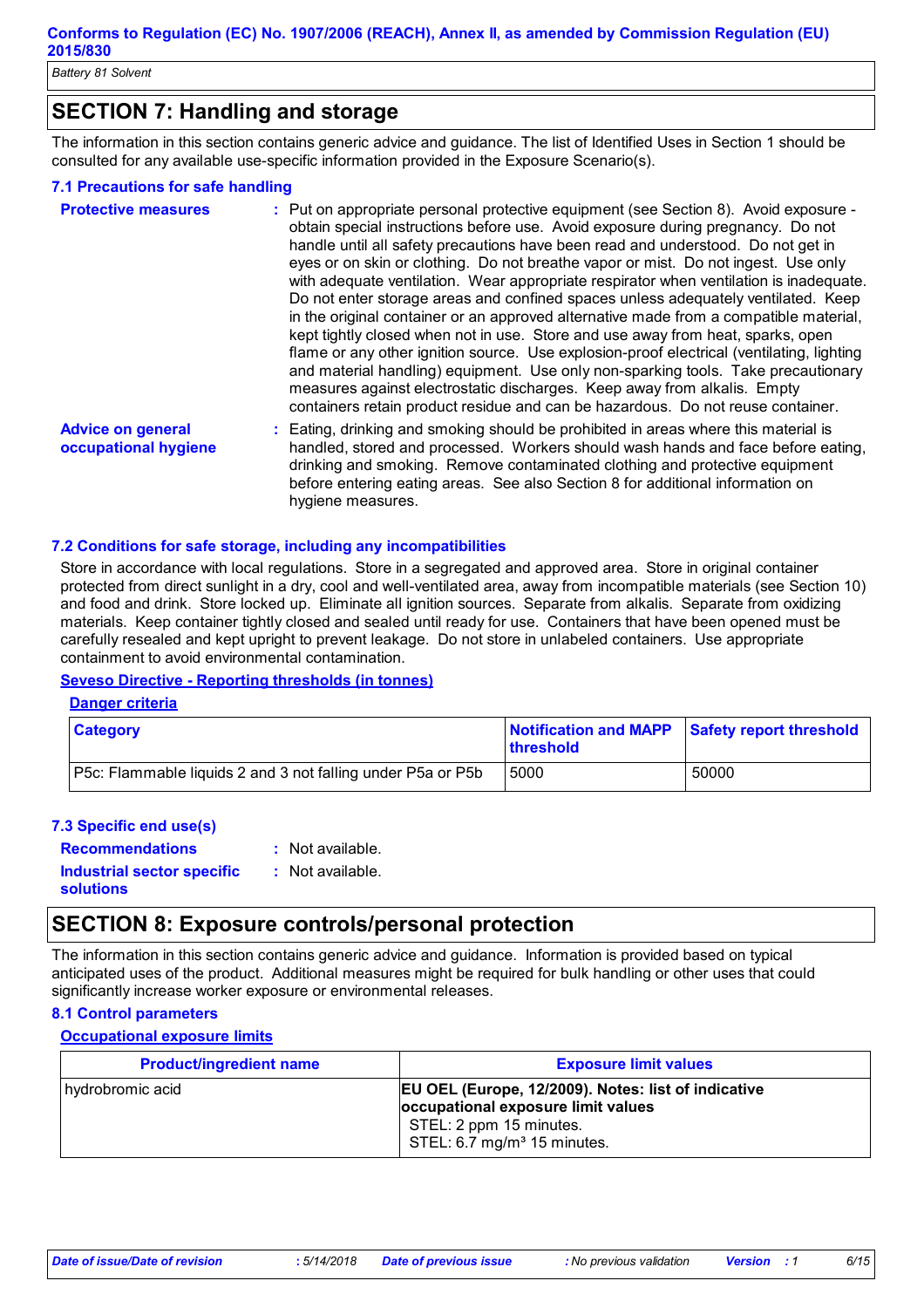## SECTION 7: Handling and storage

The information in this section contains generic advice and guidance. The list of Identified Uses in Section 1 should be consulted for any available use-specific information provided in the Exposure Scenario(s).

### 7.1 Precautions for safe handling

**Protective measures** : Put on appropriate personal protective equipment (see Section 8). Avoid exposure - obtain special instructions before use. Avoid exposure during pregnancy. Do not handle until all safety precautions have been read and understood. Do not get in eyes or on skin or clothing. Do not breathe vapor or mist. Do not ingest. Use only with adequate ventilation. Wear appropriate respirator when ventilation is inadequate. Do not enter storage areas and confined spaces unless adequately ventilated. Keep in the original container or an approved alternative made from a compatible material, kept tightly closed when not in use. Store and use away from heat, sparks, open flame or any other ignition source. Use explosion-proof electrical (ventilating, lighting and material handling) equipment. Use only non-sparking tools. Take precautionary measures against electrostatic discharges. Keep away from alkalis. Empty containers retain product residue and can be hazardous. Do not reuse container.

**Advice on general occupational hygiene** : Eating, drinking and smoking should be prohibited in areas where this material is handled, stored and processed. Workers should wash hands and face before eating, drinking and smoking. Remove contaminated clothing and protective equipment before entering eating areas. See also Section 8 for additional information on hygiene measures.

### 7.2 Conditions for safe storage, including any incompatibilities

Store in accordance with local regulations. Store in a segregated and approved area. Store in original container protected from direct sunlight in a dry, cool and well-ventilated area, away from incompatible materials (see Section 10) and food and drink. Store locked up. Eliminate all ignition sources. Separate from alkalis. Separate from oxidizing materials. Keep container tightly closed and sealed until ready for use. Containers that have been opened must be carefully resealed and kept upright to prevent leakage. Do not store in unlabeled containers. Use appropriate containment to avoid environmental contamination.

**Seveso Directive - Reporting thresholds (in tonnes)**

**Danger criteria**

| Category | Notification and MAPP threshold | Safety report threshold |
|---|---|---|
| P5c: Flammable liquids 2 and 3 not falling under P5a or P5b | 5000 | 50000 |

### 7.3 Specific end use(s)

**Recommendations** : Not available.

**Industrial sector specific solutions** : Not available.

## SECTION 8: Exposure controls/personal protection

The information in this section contains generic advice and guidance. Information is provided based on typical anticipated uses of the product. Additional measures might be required for bulk handling or other uses that could significantly increase worker exposure or environmental releases.

### 8.1 Control parameters

**Occupational exposure limits**

| Product/ingredient name | Exposure limit values |
|---|---|
| hydrobromic acid | **EU OEL (Europe, 12/2009). Notes: list of indicative occupational exposure limit values**<br>STEL: 2 ppm 15 minutes.<br>STEL: 6.7 mg/m³ 15 minutes. |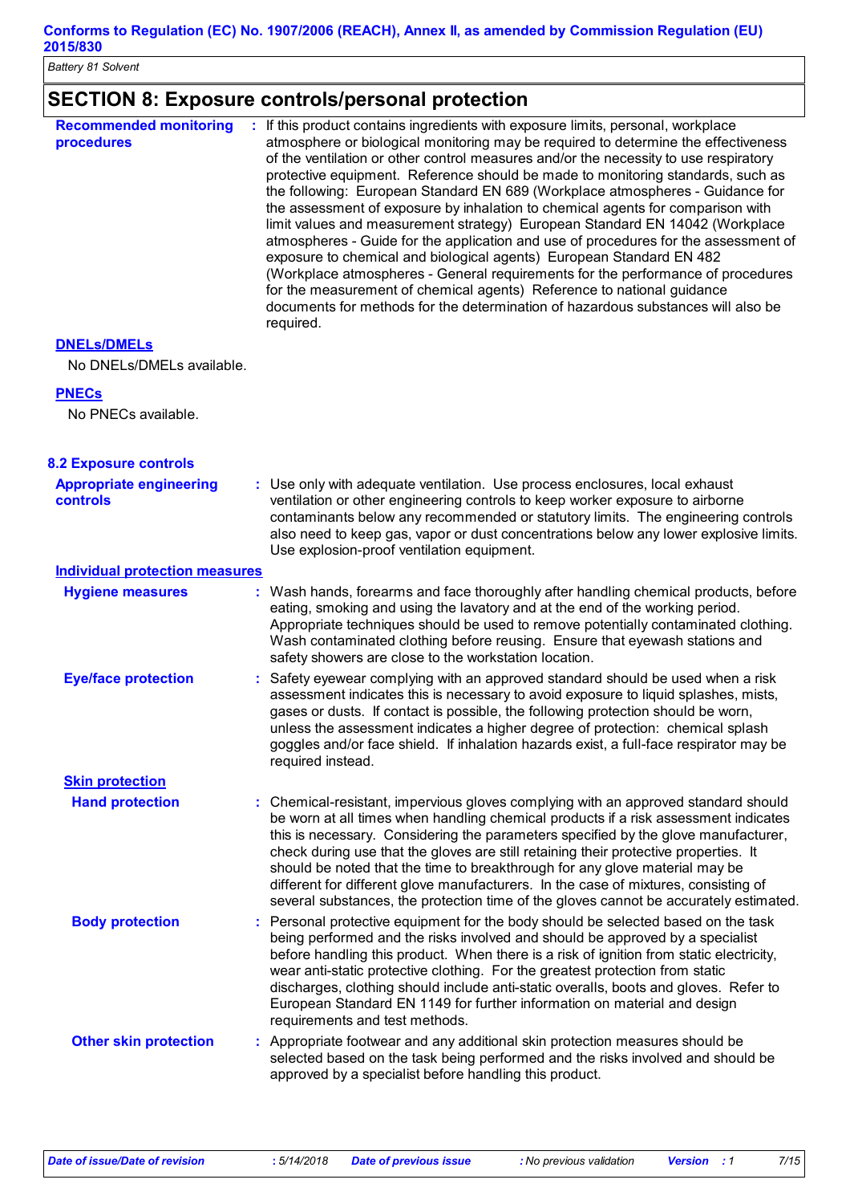## SECTION 8: Exposure controls/personal protection

**Recommended monitoring procedures** : If this product contains ingredients with exposure limits, personal, workplace atmosphere or biological monitoring may be required to determine the effectiveness of the ventilation or other control measures and/or the necessity to use respiratory protective equipment. Reference should be made to monitoring standards, such as the following: European Standard EN 689 (Workplace atmospheres - Guidance for the assessment of exposure by inhalation to chemical agents for comparison with limit values and measurement strategy) European Standard EN 14042 (Workplace atmospheres - Guide for the application and use of procedures for the assessment of exposure to chemical and biological agents) European Standard EN 482 (Workplace atmospheres - General requirements for the performance of procedures for the measurement of chemical agents) Reference to national guidance documents for methods for the determination of hazardous substances will also be required.

**DNELs/DMELs**

No DNELs/DMELs available.

**PNECs**

No PNECs available.

### 8.2 Exposure controls

**Appropriate engineering controls** : Use only with adequate ventilation. Use process enclosures, local exhaust ventilation or other engineering controls to keep worker exposure to airborne contaminants below any recommended or statutory limits. The engineering controls also need to keep gas, vapor or dust concentrations below any lower explosive limits. Use explosion-proof ventilation equipment.

**Individual protection measures**

**Hygiene measures** : Wash hands, forearms and face thoroughly after handling chemical products, before eating, smoking and using the lavatory and at the end of the working period. Appropriate techniques should be used to remove potentially contaminated clothing. Wash contaminated clothing before reusing. Ensure that eyewash stations and safety showers are close to the workstation location.

**Eye/face protection** : Safety eyewear complying with an approved standard should be used when a risk assessment indicates this is necessary to avoid exposure to liquid splashes, mists, gases or dusts. If contact is possible, the following protection should be worn, unless the assessment indicates a higher degree of protection: chemical splash goggles and/or face shield. If inhalation hazards exist, a full-face respirator may be required instead.

**Skin protection**

**Hand protection** : Chemical-resistant, impervious gloves complying with an approved standard should be worn at all times when handling chemical products if a risk assessment indicates this is necessary. Considering the parameters specified by the glove manufacturer, check during use that the gloves are still retaining their protective properties. It should be noted that the time to breakthrough for any glove material may be different for different glove manufacturers. In the case of mixtures, consisting of several substances, the protection time of the gloves cannot be accurately estimated.

**Body protection** : Personal protective equipment for the body should be selected based on the task being performed and the risks involved and should be approved by a specialist before handling this product. When there is a risk of ignition from static electricity, wear anti-static protective clothing. For the greatest protection from static discharges, clothing should include anti-static overalls, boots and gloves. Refer to European Standard EN 1149 for further information on material and design requirements and test methods.

**Other skin protection** : Appropriate footwear and any additional skin protection measures should be selected based on the task being performed and the risks involved and should be approved by a specialist before handling this product.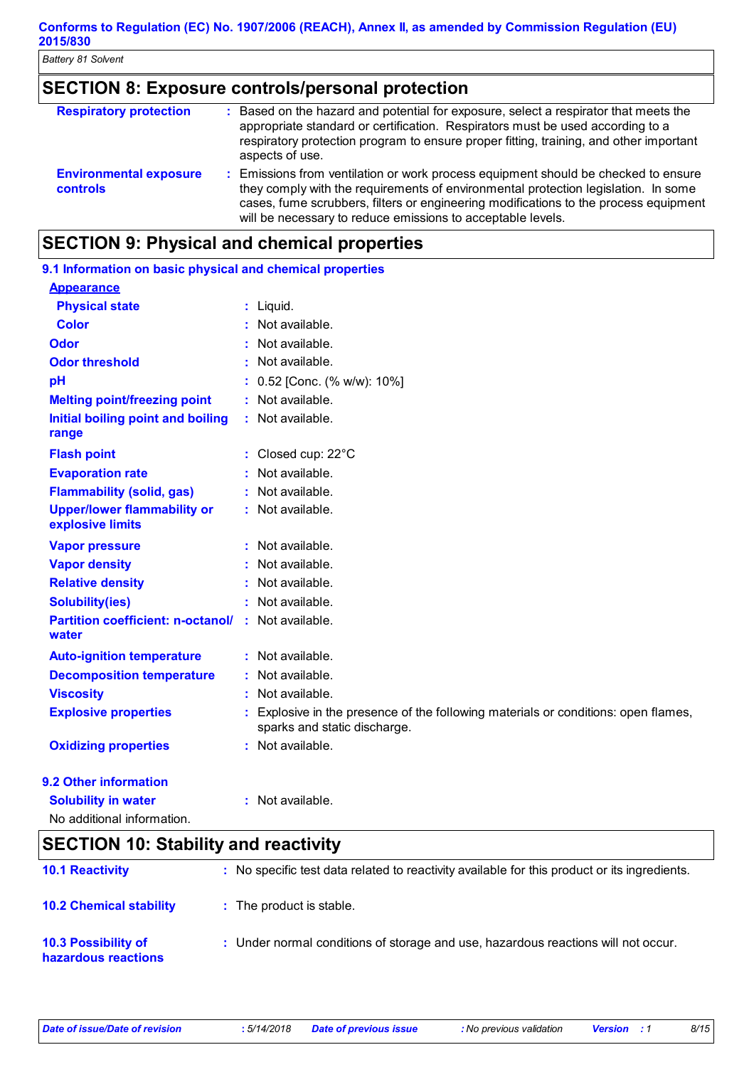## SECTION 8: Exposure controls/personal protection

| | |
|---|---|
| **Respiratory protection** | : Based on the hazard and potential for exposure, select a respirator that meets the appropriate standard or certification. Respirators must be used according to a respiratory protection program to ensure proper fitting, training, and other important aspects of use. |
| **Environmental exposure controls** | : Emissions from ventilation or work process equipment should be checked to ensure they comply with the requirements of environmental protection legislation. In some cases, fume scrubbers, filters or engineering modifications to the process equipment will be necessary to reduce emissions to acceptable levels. |

## SECTION 9: Physical and chemical properties

### 9.1 Information on basic physical and chemical properties

**Appearance**

| | |
|---|---|
| **Physical state** | : Liquid. |
| **Color** | : Not available. |
| **Odor** | : Not available. |
| **Odor threshold** | : Not available. |
| **pH** | : 0.52 [Conc. (% w/w): 10%] |
| **Melting point/freezing point** | : Not available. |
| **Initial boiling point and boiling range** | : Not available. |
| **Flash point** | : Closed cup: 22°C |
| **Evaporation rate** | : Not available. |
| **Flammability (solid, gas)** | : Not available. |
| **Upper/lower flammability or explosive limits** | : Not available. |
| **Vapor pressure** | : Not available. |
| **Vapor density** | : Not available. |
| **Relative density** | : Not available. |
| **Solubility(ies)** | : Not available. |
| **Partition coefficient: n-octanol/ water** | : Not available. |
| **Auto-ignition temperature** | : Not available. |
| **Decomposition temperature** | : Not available. |
| **Viscosity** | : Not available. |
| **Explosive properties** | : Explosive in the presence of the following materials or conditions: open flames, sparks and static discharge. |
| **Oxidizing properties** | : Not available. |

### 9.2 Other information

| | |
|---|---|
| **Solubility in water** | : Not available. |

No additional information.

## SECTION 10: Stability and reactivity

| | |
|---|---|
| **10.1 Reactivity** | : No specific test data related to reactivity available for this product or its ingredients. |
| **10.2 Chemical stability** | : The product is stable. |
| **10.3 Possibility of hazardous reactions** | : Under normal conditions of storage and use, hazardous reactions will not occur. |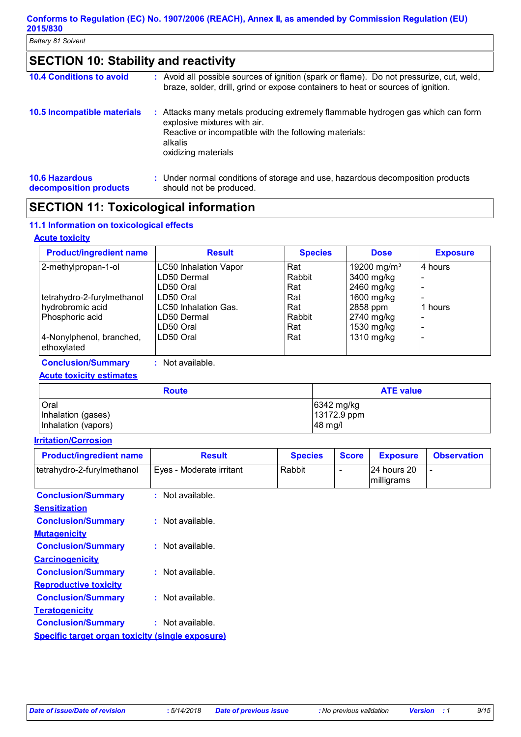## SECTION 10: Stability and reactivity

**10.4 Conditions to avoid** : Avoid all possible sources of ignition (spark or flame). Do not pressurize, cut, weld, braze, solder, drill, grind or expose containers to heat or sources of ignition.

**10.5 Incompatible materials** : Attacks many metals producing extremely flammable hydrogen gas which can form explosive mixtures with air.
Reactive or incompatible with the following materials:
alkalis
oxidizing materials

**10.6 Hazardous decomposition products** : Under normal conditions of storage and use, hazardous decomposition products should not be produced.

## SECTION 11: Toxicological information

### 11.1 Information on toxicological effects

**Acute toxicity**

| Product/ingredient name | Result | Species | Dose | Exposure |
|---|---|---|---|---|
| 2-methylpropan-1-ol | LC50 Inhalation Vapor | Rat | 19200 mg/m³ | 4 hours |
| | LD50 Dermal | Rabbit | 3400 mg/kg | - |
| | LD50 Oral | Rat | 2460 mg/kg | - |
| tetrahydro-2-furylmethanol | LD50 Oral | Rat | 1600 mg/kg | - |
| hydrobromic acid | LC50 Inhalation Gas. | Rat | 2858 ppm | 1 hours |
| Phosphoric acid | LD50 Dermal | Rabbit | 2740 mg/kg | - |
| | LD50 Oral | Rat | 1530 mg/kg | - |
| 4-Nonylphenol, branched, ethoxylated | LD50 Oral | Rat | 1310 mg/kg | - |

**Conclusion/Summary** : Not available.

**Acute toxicity estimates**

| Route | ATE value |
|---|---|
| Oral | 6342 mg/kg |
| Inhalation (gases) | 13172.9 ppm |
| Inhalation (vapors) | 48 mg/l |

**Irritation/Corrosion**

| Product/ingredient name | Result | Species | Score | Exposure | Observation |
|---|---|---|---|---|---|
| tetrahydro-2-furylmethanol | Eyes - Moderate irritant | Rabbit | - | 24 hours 20 milligrams | - |

**Conclusion/Summary** : Not available.

**Sensitization**

**Conclusion/Summary** : Not available.

**Mutagenicity**

**Conclusion/Summary** : Not available.

**Carcinogenicity**

**Conclusion/Summary** : Not available.

**Reproductive toxicity**

**Conclusion/Summary** : Not available.

**Teratogenicity**

**Conclusion/Summary** : Not available.

**Specific target organ toxicity (single exposure)**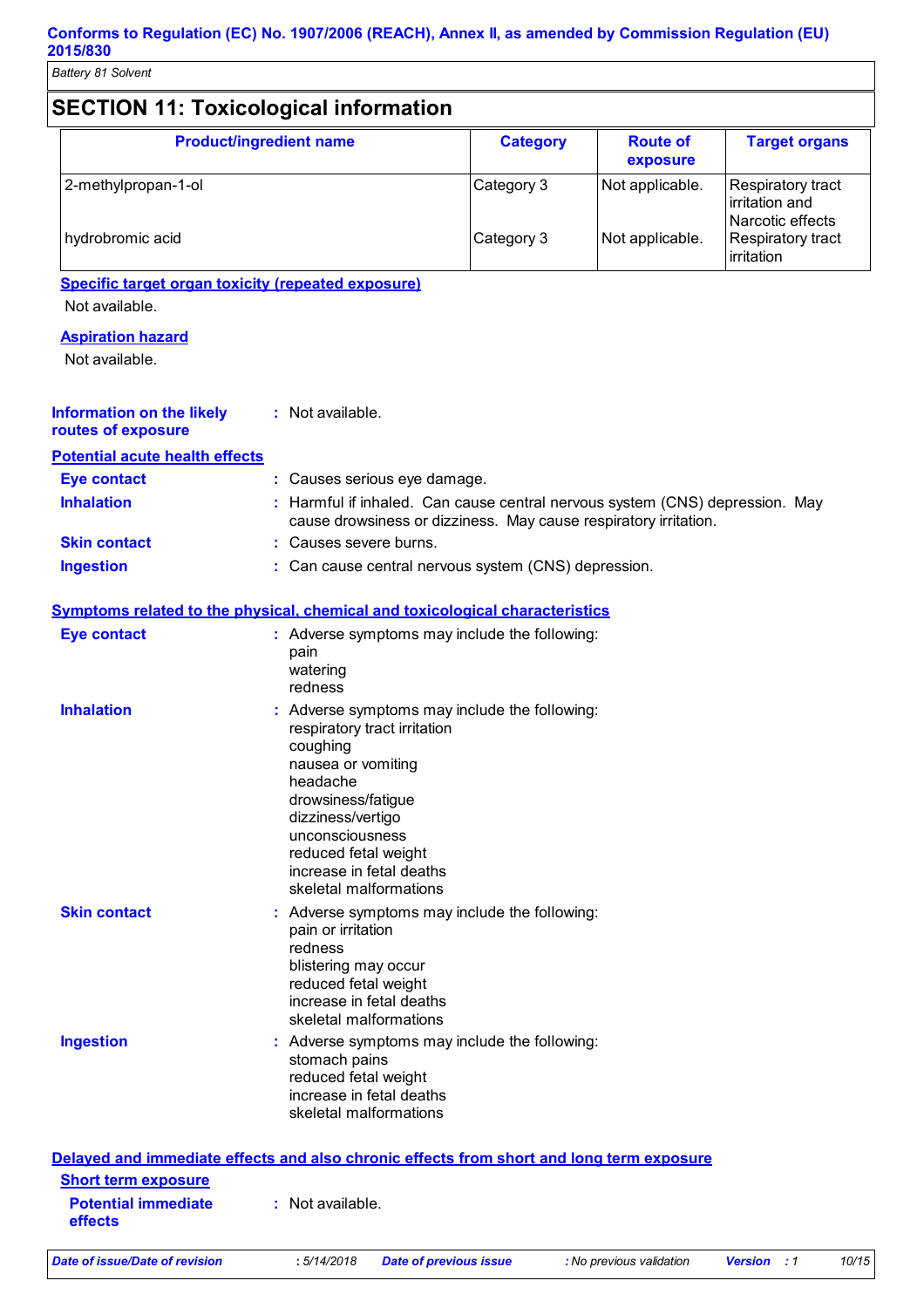## SECTION 11: Toxicological information

| Product/ingredient name | Category | Route of exposure | Target organs |
|---|---|---|---|
| 2-methylpropan-1-ol | Category 3 | Not applicable. | Respiratory tract irritation and Narcotic effects |
| hydrobromic acid | Category 3 | Not applicable. | Respiratory tract irritation |

**Specific target organ toxicity (repeated exposure)**

Not available.

**Aspiration hazard**

Not available.

**Information on the likely routes of exposure** : Not available.

**Potential acute health effects**

**Eye contact** : Causes serious eye damage.

**Inhalation** : Harmful if inhaled. Can cause central nervous system (CNS) depression. May cause drowsiness or dizziness. May cause respiratory irritation.

**Skin contact** : Causes severe burns.

**Ingestion** : Can cause central nervous system (CNS) depression.

**Symptoms related to the physical, chemical and toxicological characteristics**

**Eye contact** : Adverse symptoms may include the following:
pain
watering
redness

**Inhalation** : Adverse symptoms may include the following:
respiratory tract irritation
coughing
nausea or vomiting
headache
drowsiness/fatigue
dizziness/vertigo
unconsciousness
reduced fetal weight
increase in fetal deaths
skeletal malformations

**Skin contact** : Adverse symptoms may include the following:
pain or irritation
redness
blistering may occur
reduced fetal weight
increase in fetal deaths
skeletal malformations

**Ingestion** : Adverse symptoms may include the following:
stomach pains
reduced fetal weight
increase in fetal deaths
skeletal malformations

**Delayed and immediate effects and also chronic effects from short and long term exposure**

**Short term exposure**

**Potential immediate effects** : Not available.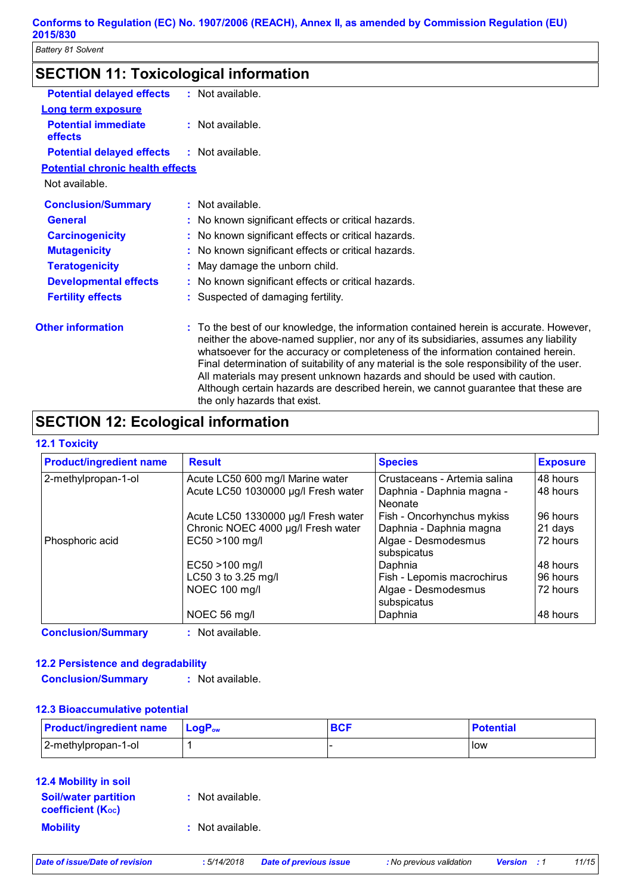## SECTION 11: Toxicological information

**Potential delayed effects** : Not available.

**Long term exposure**

**Potential immediate effects** : Not available.

**Potential delayed effects** : Not available.

**Potential chronic health effects**

Not available.

**Conclusion/Summary** : Not available.

**General** : No known significant effects or critical hazards.

**Carcinogenicity** : No known significant effects or critical hazards.

**Mutagenicity** : No known significant effects or critical hazards.

**Teratogenicity** : May damage the unborn child.

**Developmental effects** : No known significant effects or critical hazards.

**Fertility effects** : Suspected of damaging fertility.

**Other information** : To the best of our knowledge, the information contained herein is accurate. However, neither the above-named supplier, nor any of its subsidiaries, assumes any liability whatsoever for the accuracy or completeness of the information contained herein. Final determination of suitability of any material is the sole responsibility of the user. All materials may present unknown hazards and should be used with caution. Although certain hazards are described herein, we cannot guarantee that these are the only hazards that exist.

## SECTION 12: Ecological information

### 12.1 Toxicity

| Product/ingredient name | Result | Species | Exposure |
|---|---|---|---|
| 2-methylpropan-1-ol | Acute LC50 600 mg/l Marine water | Crustaceans - Artemia salina | 48 hours |
| | Acute LC50 1030000 µg/l Fresh water | Daphnia - Daphnia magna - Neonate | 48 hours |
| | Acute LC50 1330000 µg/l Fresh water | Fish - Oncorhynchus mykiss | 96 hours |
| | Chronic NOEC 4000 µg/l Fresh water | Daphnia - Daphnia magna | 21 days |
| Phosphoric acid | EC50 >100 mg/l | Algae - Desmodesmus subspicatus | 72 hours |
| | EC50 >100 mg/l | Daphnia | 48 hours |
| | LC50 3 to 3.25 mg/l | Fish - Lepomis macrochirus | 96 hours |
| | NOEC 100 mg/l | Algae - Desmodesmus subspicatus | 72 hours |
| | NOEC 56 mg/l | Daphnia | 48 hours |

**Conclusion/Summary** : Not available.

### 12.2 Persistence and degradability

**Conclusion/Summary** : Not available.

### 12.3 Bioaccumulative potential

| Product/ingredient name | $LogP_{ow}$ | BCF | Potential |
|---|---|---|---|
| 2-methylpropan-1-ol | 1 | - | low |

### 12.4 Mobility in soil

**Soil/water partition coefficient ($K_{OC}$)** : Not available.

**Mobility** : Not available.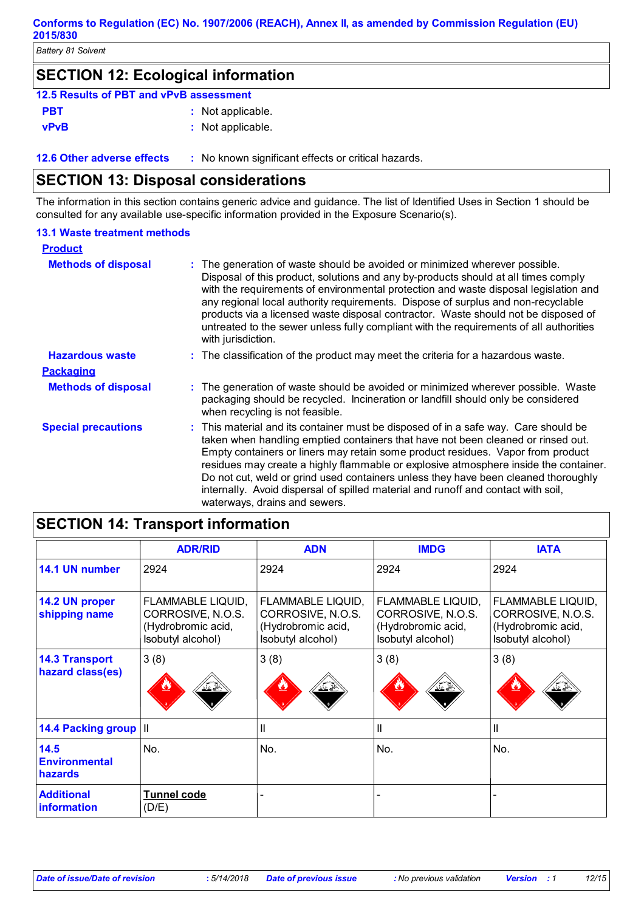Conforms to Regulation (EC) No. 1907/2006 (REACH), Annex II, as amended by Commission Regulation (EU) 2015/830

*Battery 81 Solvent*

## SECTION 12: Ecological information

### 12.5 Results of PBT and vPvB assessment

**PBT** : Not applicable.

**vPvB** : Not applicable.

**12.6 Other adverse effects** : No known significant effects or critical hazards.

## SECTION 13: Disposal considerations

The information in this section contains generic advice and guidance. The list of Identified Uses in Section 1 should be consulted for any available use-specific information provided in the Exposure Scenario(s).

### 13.1 Waste treatment methods

**Product**

**Methods of disposal** : The generation of waste should be avoided or minimized wherever possible. Disposal of this product, solutions and any by-products should at all times comply with the requirements of environmental protection and waste disposal legislation and any regional local authority requirements. Dispose of surplus and non-recyclable products via a licensed waste disposal contractor. Waste should not be disposed of untreated to the sewer unless fully compliant with the requirements of all authorities with jurisdiction.

**Hazardous waste** : The classification of the product may meet the criteria for a hazardous waste.

**Packaging**

**Methods of disposal** : The generation of waste should be avoided or minimized wherever possible. Waste packaging should be recycled. Incineration or landfill should only be considered when recycling is not feasible.

**Special precautions** : This material and its container must be disposed of in a safe way. Care should be taken when handling emptied containers that have not been cleaned or rinsed out. Empty containers or liners may retain some product residues. Vapor from product residues may create a highly flammable or explosive atmosphere inside the container. Do not cut, weld or grind used containers unless they have been cleaned thoroughly internally. Avoid dispersal of spilled material and runoff and contact with soil, waterways, drains and sewers.

## SECTION 14: Transport information

| | ADR/RID | ADN | IMDG | IATA |
|---|---|---|---|---|
| **14.1 UN number** | 2924 | 2924 | 2924 | 2924 |
| **14.2 UN proper shipping name** | FLAMMABLE LIQUID, CORROSIVE, N.O.S. (Hydrobromic acid, Isobutyl alcohol) | FLAMMABLE LIQUID, CORROSIVE, N.O.S. (Hydrobromic acid, Isobutyl alcohol) | FLAMMABLE LIQUID, CORROSIVE, N.O.S. (Hydrobromic acid, Isobutyl alcohol) | FLAMMABLE LIQUID, CORROSIVE, N.O.S. (Hydrobromic acid, Isobutyl alcohol) |
| **14.3 Transport hazard class(es)** | 3 (8) | 3 (8) | 3 (8) | 3 (8) |
| **14.4 Packing group** | II | II | II | II |
| **14.5 Environmental hazards** | No. | No. | No. | No. |
| **Additional information** | **Tunnel code** (D/E) | - | - | - |

*Date of issue/Date of revision* : 5/14/2018 *Date of previous issue* : No previous validation *Version* : 1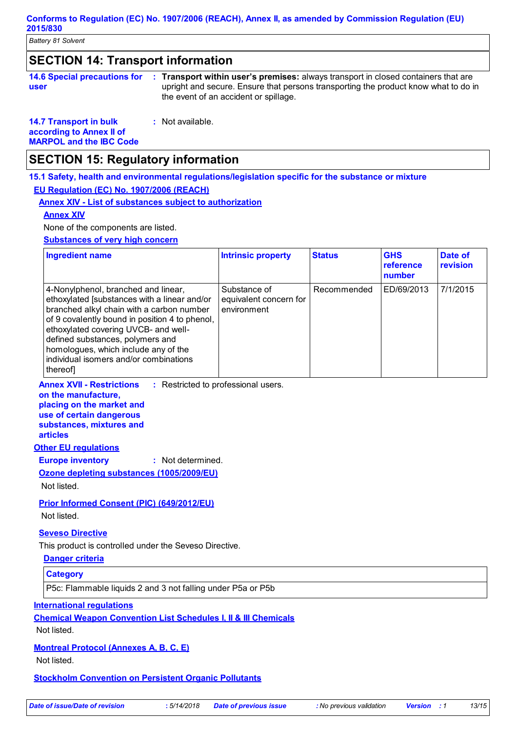## SECTION 14: Transport information

**14.6 Special precautions for user** : **Transport within user's premises:** always transport in closed containers that are upright and secure. Ensure that persons transporting the product know what to do in the event of an accident or spillage.

**14.7 Transport in bulk according to Annex II of MARPOL and the IBC Code** : Not available.

## SECTION 15: Regulatory information

### 15.1 Safety, health and environmental regulations/legislation specific for the substance or mixture

**EU Regulation (EC) No. 1907/2006 (REACH)**

**Annex XIV - List of substances subject to authorization**

**Annex XIV**

None of the components are listed.

**Substances of very high concern**

| Ingredient name | Intrinsic property | Status | GHS reference number | Date of revision |
|---|---|---|---|---|
| 4-Nonylphenol, branched and linear, ethoxylated [substances with a linear and/or branched alkyl chain with a carbon number of 9 covalently bound in position 4 to phenol, ethoxylated covering UVCB- and well-defined substances, polymers and homologues, which include any of the individual isomers and/or combinations thereof] | Substance of equivalent concern for environment | Recommended | ED/69/2013 | 7/1/2015 |

**Annex XVII - Restrictions on the manufacture, placing on the market and use of certain dangerous substances, mixtures and articles** : Restricted to professional users.

**Other EU regulations**

**Europe inventory** : Not determined.

**Ozone depleting substances (1005/2009/EU)**

Not listed.

**Prior Informed Consent (PIC) (649/2012/EU)**

Not listed.

**Seveso Directive**

This product is controlled under the Seveso Directive.

**Danger criteria**

| Category |
|---|
| P5c: Flammable liquids 2 and 3 not falling under P5a or P5b |

**International regulations**

**Chemical Weapon Convention List Schedules I, II & III Chemicals**

Not listed.

**Montreal Protocol (Annexes A, B, C, E)**

Not listed.

**Stockholm Convention on Persistent Organic Pollutants**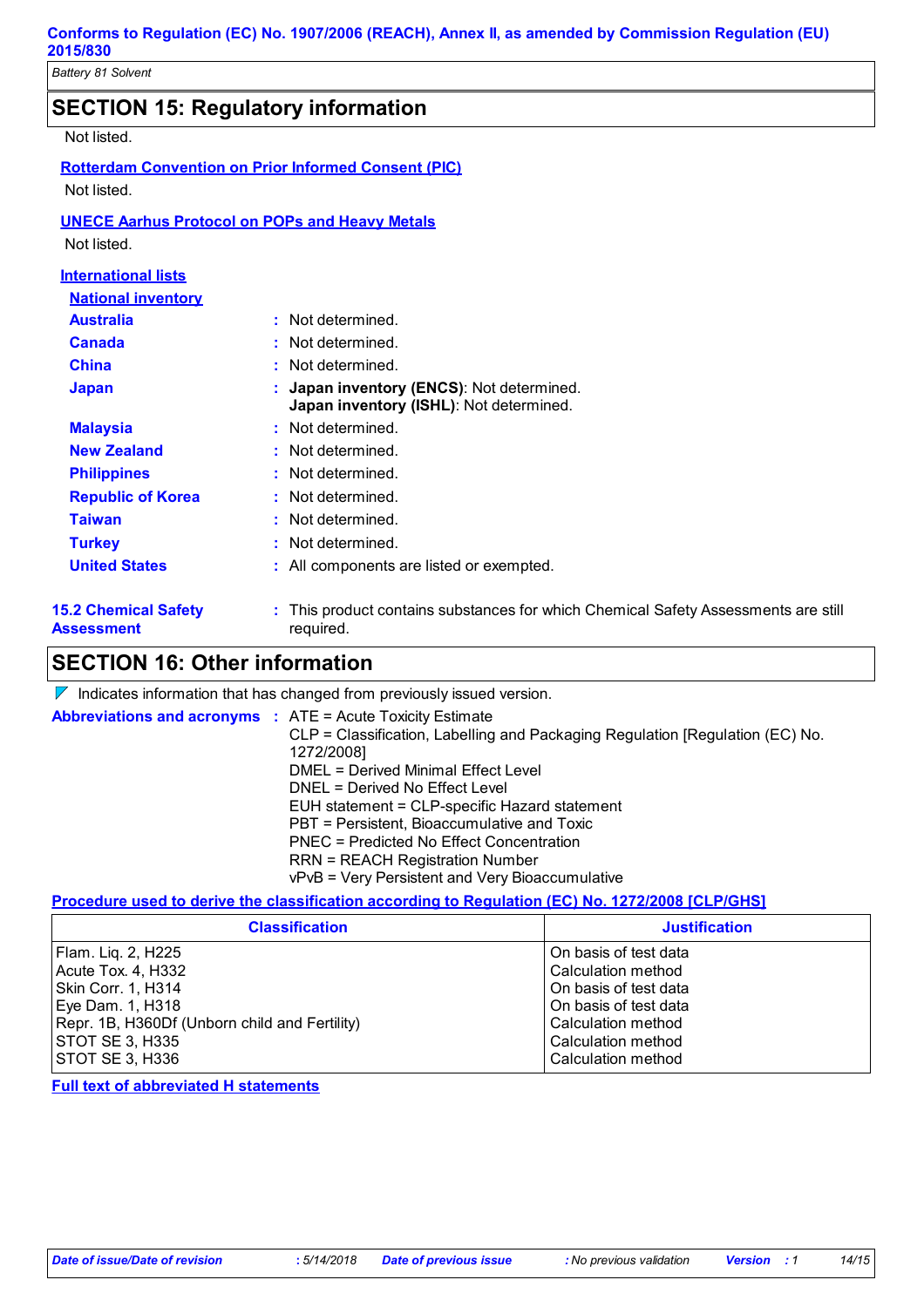## SECTION 15: Regulatory information

Not listed.

**Rotterdam Convention on Prior Informed Consent (PIC)**

Not listed.

**UNECE Aarhus Protocol on POPs and Heavy Metals**

Not listed.

**International lists**

**National inventory**

| | |
|---|---|
| **Australia** | : Not determined. |
| **Canada** | : Not determined. |
| **China** | : Not determined. |
| **Japan** | : **Japan inventory (ENCS)**: Not determined.<br>**Japan inventory (ISHL)**: Not determined. |
| **Malaysia** | : Not determined. |
| **New Zealand** | : Not determined. |
| **Philippines** | : Not determined. |
| **Republic of Korea** | : Not determined. |
| **Taiwan** | : Not determined. |
| **Turkey** | : Not determined. |
| **United States** | : All components are listed or exempted. |

**15.2 Chemical Safety Assessment** : This product contains substances for which Chemical Safety Assessments are still required.

## SECTION 16: Other information

Indicates information that has changed from previously issued version.

**Abbreviations and acronyms** :
ATE = Acute Toxicity Estimate
CLP = Classification, Labelling and Packaging Regulation [Regulation (EC) No. 1272/2008]
DMEL = Derived Minimal Effect Level
DNEL = Derived No Effect Level
EUH statement = CLP-specific Hazard statement
PBT = Persistent, Bioaccumulative and Toxic
PNEC = Predicted No Effect Concentration
RRN = REACH Registration Number
vPvB = Very Persistent and Very Bioaccumulative

**Procedure used to derive the classification according to Regulation (EC) No. 1272/2008 [CLP/GHS]**

| Classification | Justification |
|---|---|
| Flam. Liq. 2, H225 | On basis of test data |
| Acute Tox. 4, H332 | Calculation method |
| Skin Corr. 1, H314 | On basis of test data |
| Eye Dam. 1, H318 | On basis of test data |
| Repr. 1B, H360Df (Unborn child and Fertility) | Calculation method |
| STOT SE 3, H335 | Calculation method |
| STOT SE 3, H336 | Calculation method |

**Full text of abbreviated H statements**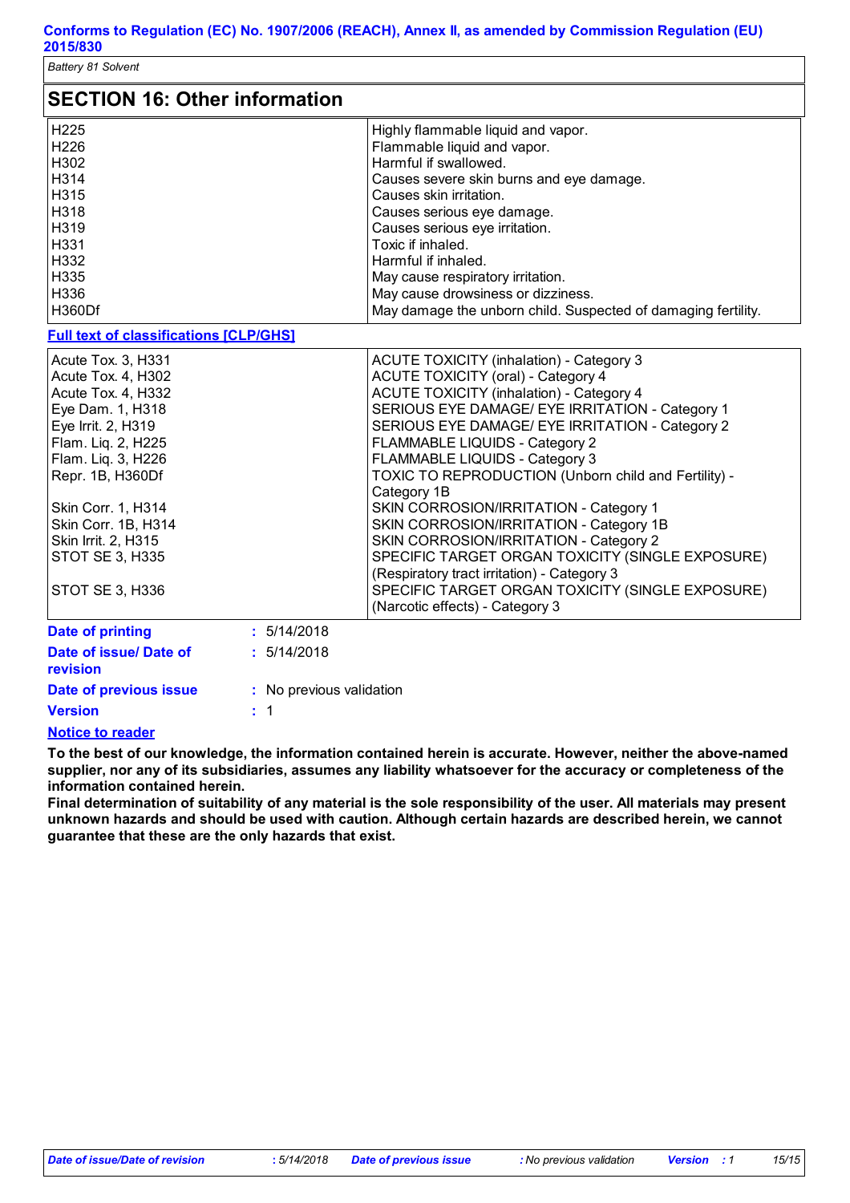## SECTION 16: Other information

| | |
|---|---|
| H225 | Highly flammable liquid and vapor. |
| H226 | Flammable liquid and vapor. |
| H302 | Harmful if swallowed. |
| H314 | Causes severe skin burns and eye damage. |
| H315 | Causes skin irritation. |
| H318 | Causes serious eye damage. |
| H319 | Causes serious eye irritation. |
| H331 | Toxic if inhaled. |
| H332 | Harmful if inhaled. |
| H335 | May cause respiratory irritation. |
| H336 | May cause drowsiness or dizziness. |
| H360Df | May damage the unborn child. Suspected of damaging fertility. |

**Full text of classifications [CLP/GHS]**

| | |
|---|---|
| Acute Tox. 3, H331 | ACUTE TOXICITY (inhalation) - Category 3 |
| Acute Tox. 4, H302 | ACUTE TOXICITY (oral) - Category 4 |
| Acute Tox. 4, H332 | ACUTE TOXICITY (inhalation) - Category 4 |
| Eye Dam. 1, H318 | SERIOUS EYE DAMAGE/ EYE IRRITATION - Category 1 |
| Eye Irrit. 2, H319 | SERIOUS EYE DAMAGE/ EYE IRRITATION - Category 2 |
| Flam. Liq. 2, H225 | FLAMMABLE LIQUIDS - Category 2 |
| Flam. Liq. 3, H226 | FLAMMABLE LIQUIDS - Category 3 |
| Repr. 1B, H360Df | TOXIC TO REPRODUCTION (Unborn child and Fertility) - Category 1B |
| Skin Corr. 1, H314 | SKIN CORROSION/IRRITATION - Category 1 |
| Skin Corr. 1B, H314 | SKIN CORROSION/IRRITATION - Category 1B |
| Skin Irrit. 2, H315 | SKIN CORROSION/IRRITATION - Category 2 |
| STOT SE 3, H335 | SPECIFIC TARGET ORGAN TOXICITY (SINGLE EXPOSURE) (Respiratory tract irritation) - Category 3 |
| STOT SE 3, H336 | SPECIFIC TARGET ORGAN TOXICITY (SINGLE EXPOSURE) (Narcotic effects) - Category 3 |

**Date of printing** : 5/14/2018

**Date of issue/ Date of revision** : 5/14/2018

**Date of previous issue** : No previous validation

**Version** : 1

**Notice to reader**

**To the best of our knowledge, the information contained herein is accurate. However, neither the above-named supplier, nor any of its subsidiaries, assumes any liability whatsoever for the accuracy or completeness of the information contained herein.**

**Final determination of suitability of any material is the sole responsibility of the user. All materials may present unknown hazards and should be used with caution. Although certain hazards are described herein, we cannot guarantee that these are the only hazards that exist.**